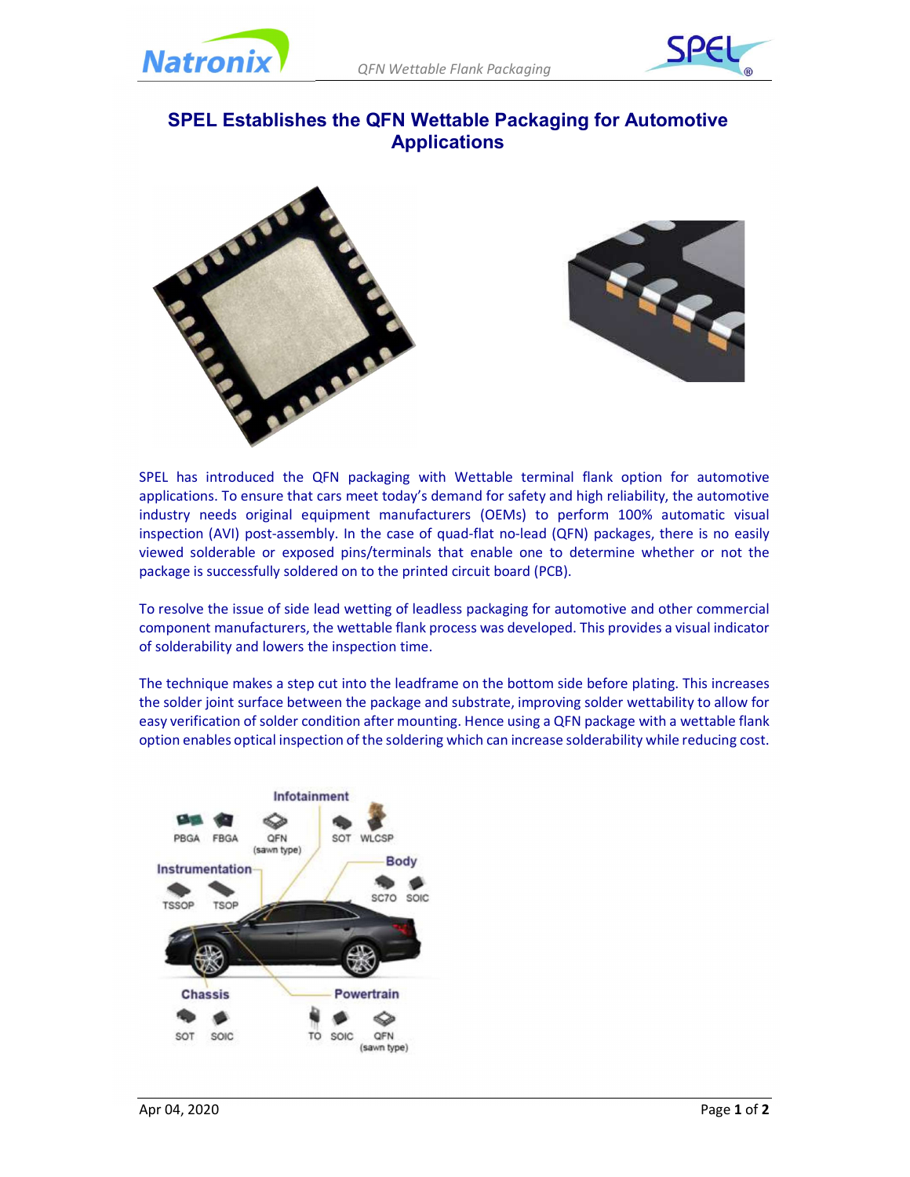# SPEL Establishes the QFN Wettable Packaging for Automotive Applications

SPEL has introduced the QFN packaging with Wettable terminal flank option for automotive applications. To ensure that cars meet today's demand for safety and high reliability, the automotive industry needs original equipment manufacturers (OEMs) to perform 100% automatic visual inspection (AVI) post-assembly. In the case of quad-flat no-lead (QFN) packages, there is no easily viewed solderable or exposed pins/terminals that enable one to determine whether or not the package is successfully soldered on to the printed circuit board (PCB).

To resolve the issue of side lead wetting of leadless packaging for automotive and other commercial component manufacturers, the wettable flank process was developed. This provides a visual indicator of solderability and lowers the inspection time.

The technique makes a step cut into the leadframe on the bottom side before plating. This increases the solder joint surface between the package and substrate, improving solder wettability to allow for easy verification of solder condition after mounting. Hence using a QFN package with a wettable flank option enables optical inspection of the soldering which can increase solderability while reducing cost.

Infotainment
PBGA FBGA QFN (sawn type) SOT WLCSP

Instrumentation
TSSOP TSOP

Body
SC70 SOIC

Chassis
SOT SOIC

Powertrain
TO SOIC QFN (sawn type)

Apr 04, 2020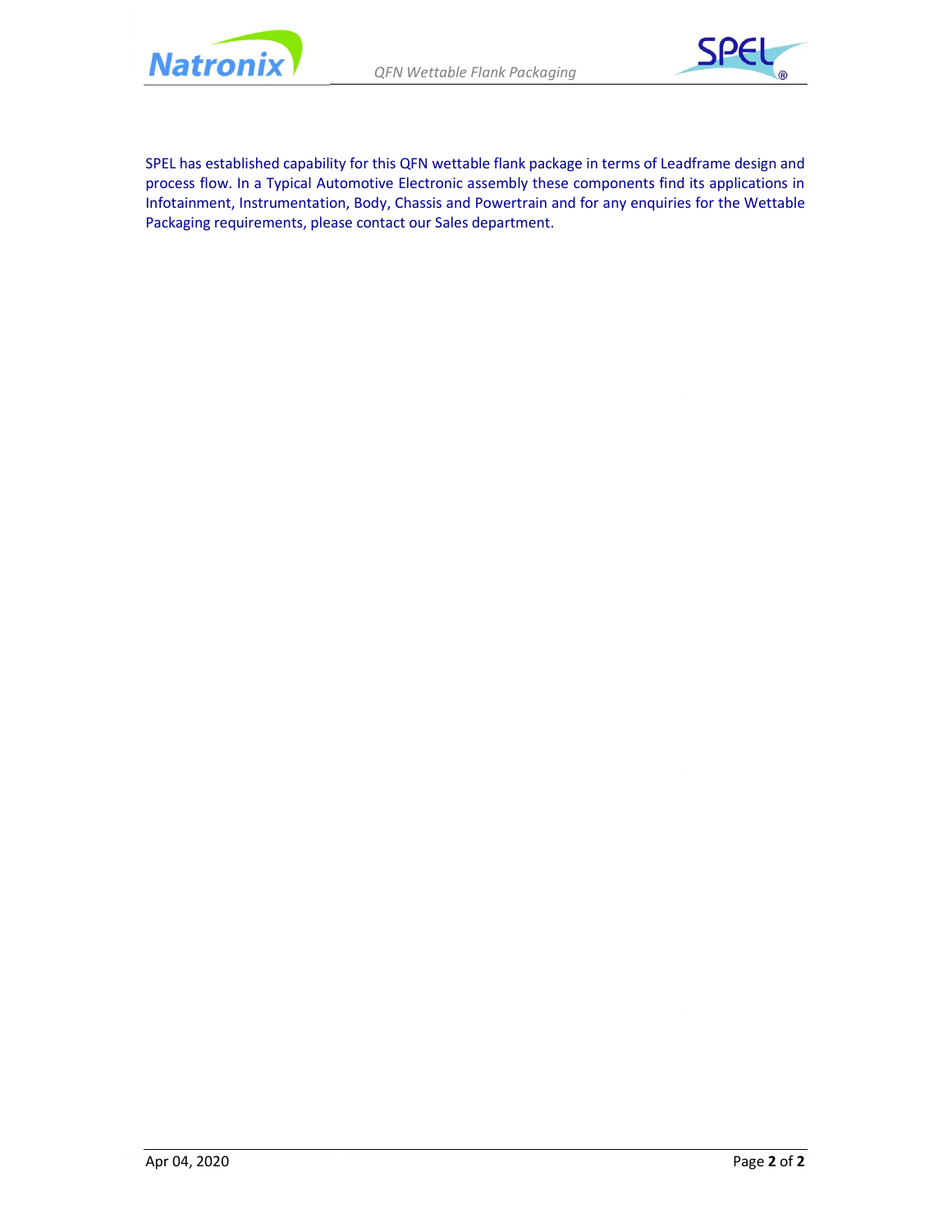SPEL has established capability for this QFN wettable flank package in terms of Leadframe design and process flow. In a Typical Automotive Electronic assembly these components find its applications in Infotainment, Instrumentation, Body, Chassis and Powertrain and for any enquiries for the Wettable Packaging requirements, please contact our Sales department.